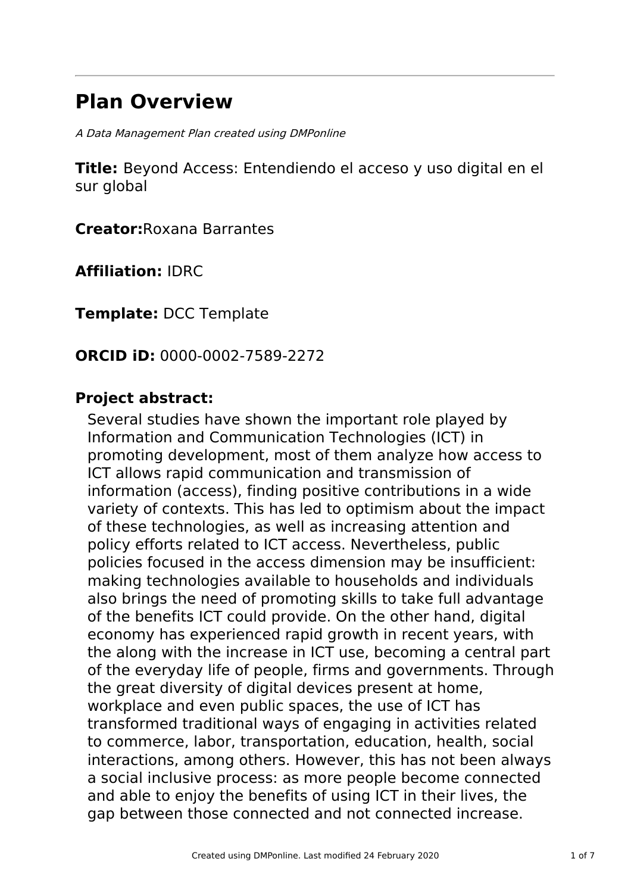# Plan Overview

*A Data Management Plan created using DMPonline*

**Title:** Beyond Access: Entendiendo el acceso y uso digital en el sur global

**Creator:**Roxana Barrantes

**Affiliation:** IDRC

**Template:** DCC Template

**ORCID iD:** 0000-0002-7589-2272

**Project abstract:**

Several studies have shown the important role played by Information and Communication Technologies (ICT) in promoting development, most of them analyze how access to ICT allows rapid communication and transmission of information (access), finding positive contributions in a wide variety of contexts. This has led to optimism about the impact of these technologies, as well as increasing attention and policy efforts related to ICT access. Nevertheless, public policies focused in the access dimension may be insufficient: making technologies available to households and individuals also brings the need of promoting skills to take full advantage of the benefits ICT could provide. On the other hand, digital economy has experienced rapid growth in recent years, with the along with the increase in ICT use, becoming a central part of the everyday life of people, firms and governments. Through the great diversity of digital devices present at home, workplace and even public spaces, the use of ICT has transformed traditional ways of engaging in activities related to commerce, labor, transportation, education, health, social interactions, among others. However, this has not been always a social inclusive process: as more people become connected and able to enjoy the benefits of using ICT in their lives, the gap between those connected and not connected increase.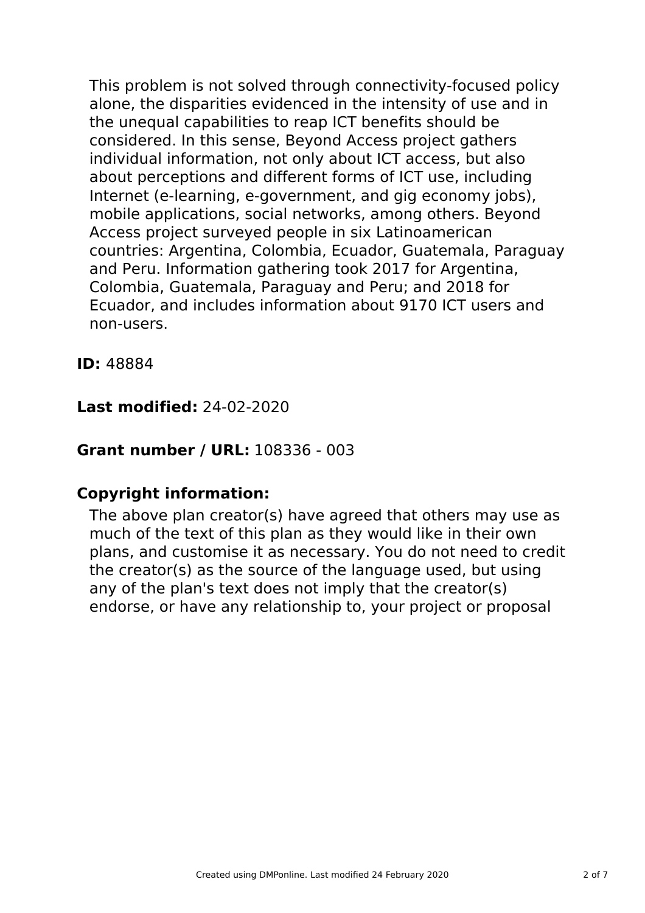This problem is not solved through connectivity-focused policy alone, the disparities evidenced in the intensity of use and in the unequal capabilities to reap ICT benefits should be considered. In this sense, Beyond Access project gathers individual information, not only about ICT access, but also about perceptions and different forms of ICT use, including Internet (e-learning, e-government, and gig economy jobs), mobile applications, social networks, among others. Beyond Access project surveyed people in six Latinoamerican countries: Argentina, Colombia, Ecuador, Guatemala, Paraguay and Peru. Information gathering took 2017 for Argentina, Colombia, Guatemala, Paraguay and Peru; and 2018 for Ecuador, and includes information about 9170 ICT users and non-users.

**ID:** 48884

**Last modified:** 24-02-2020

**Grant number / URL:** 108336 - 003

**Copyright information:**

The above plan creator(s) have agreed that others may use as much of the text of this plan as they would like in their own plans, and customise it as necessary. You do not need to credit the creator(s) as the source of the language used, but using any of the plan's text does not imply that the creator(s) endorse, or have any relationship to, your project or proposal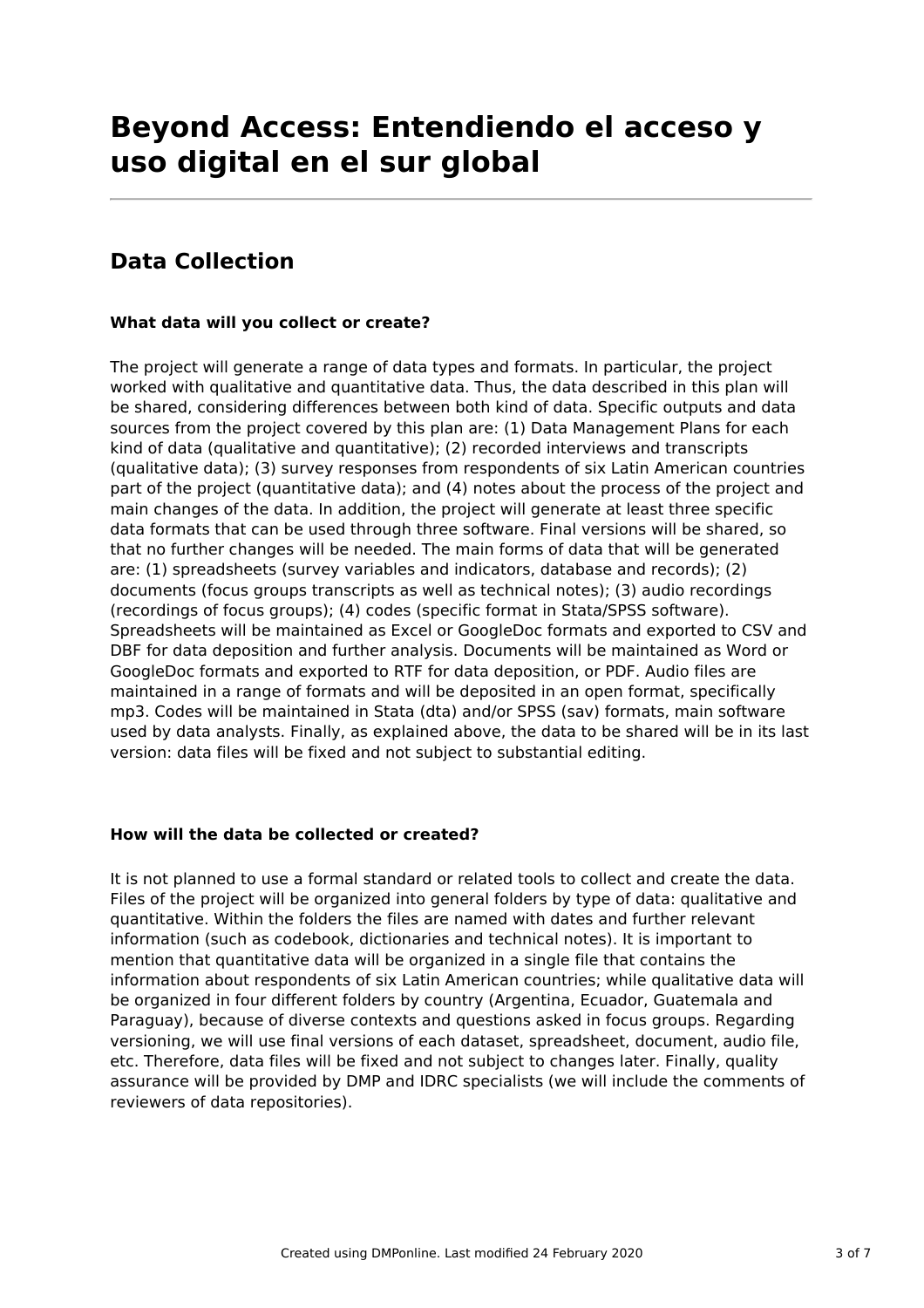# Beyond Access: Entendiendo el acceso y uso digital en el sur global

## Data Collection

### What data will you collect or create?

The project will generate a range of data types and formats. In particular, the project worked with qualitative and quantitative data. Thus, the data described in this plan will be shared, considering differences between both kind of data. Specific outputs and data sources from the project covered by this plan are: (1) Data Management Plans for each kind of data (qualitative and quantitative); (2) recorded interviews and transcripts (qualitative data); (3) survey responses from respondents of six Latin American countries part of the project (quantitative data); and (4) notes about the process of the project and main changes of the data. In addition, the project will generate at least three specific data formats that can be used through three software. Final versions will be shared, so that no further changes will be needed. The main forms of data that will be generated are: (1) spreadsheets (survey variables and indicators, database and records); (2) documents (focus groups transcripts as well as technical notes); (3) audio recordings (recordings of focus groups); (4) codes (specific format in Stata/SPSS software). Spreadsheets will be maintained as Excel or GoogleDoc formats and exported to CSV and DBF for data deposition and further analysis. Documents will be maintained as Word or GoogleDoc formats and exported to RTF for data deposition, or PDF. Audio files are maintained in a range of formats and will be deposited in an open format, specifically mp3. Codes will be maintained in Stata (dta) and/or SPSS (sav) formats, main software used by data analysts. Finally, as explained above, the data to be shared will be in its last version: data files will be fixed and not subject to substantial editing.

### How will the data be collected or created?

It is not planned to use a formal standard or related tools to collect and create the data. Files of the project will be organized into general folders by type of data: qualitative and quantitative. Within the folders the files are named with dates and further relevant information (such as codebook, dictionaries and technical notes). It is important to mention that quantitative data will be organized in a single file that contains the information about respondents of six Latin American countries; while qualitative data will be organized in four different folders by country (Argentina, Ecuador, Guatemala and Paraguay), because of diverse contexts and questions asked in focus groups. Regarding versioning, we will use final versions of each dataset, spreadsheet, document, audio file, etc. Therefore, data files will be fixed and not subject to changes later. Finally, quality assurance will be provided by DMP and IDRC specialists (we will include the comments of reviewers of data repositories).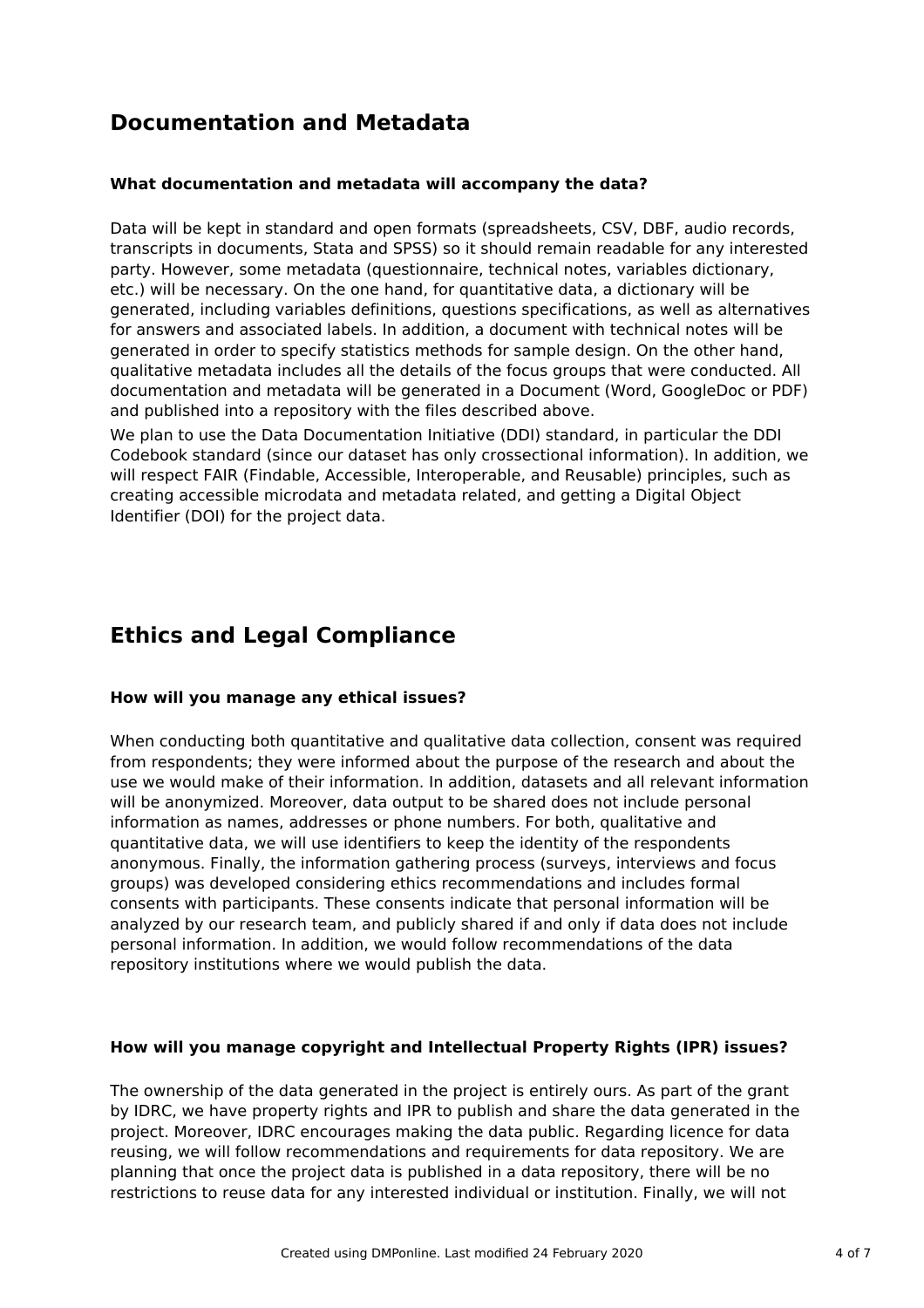## Documentation and Metadata

### What documentation and metadata will accompany the data?

Data will be kept in standard and open formats (spreadsheets, CSV, DBF, audio records, transcripts in documents, Stata and SPSS) so it should remain readable for any interested party. However, some metadata (questionnaire, technical notes, variables dictionary, etc.) will be necessary. On the one hand, for quantitative data, a dictionary will be generated, including variables definitions, questions specifications, as well as alternatives for answers and associated labels. In addition, a document with technical notes will be generated in order to specify statistics methods for sample design. On the other hand, qualitative metadata includes all the details of the focus groups that were conducted. All documentation and metadata will be generated in a Document (Word, GoogleDoc or PDF) and published into a repository with the files described above.

We plan to use the Data Documentation Initiative (DDI) standard, in particular the DDI Codebook standard (since our dataset has only crossectional information). In addition, we will respect FAIR (Findable, Accessible, Interoperable, and Reusable) principles, such as creating accessible microdata and metadata related, and getting a Digital Object Identifier (DOI) for the project data.

## Ethics and Legal Compliance

### How will you manage any ethical issues?

When conducting both quantitative and qualitative data collection, consent was required from respondents; they were informed about the purpose of the research and about the use we would make of their information. In addition, datasets and all relevant information will be anonymized. Moreover, data output to be shared does not include personal information as names, addresses or phone numbers. For both, qualitative and quantitative data, we will use identifiers to keep the identity of the respondents anonymous. Finally, the information gathering process (surveys, interviews and focus groups) was developed considering ethics recommendations and includes formal consents with participants. These consents indicate that personal information will be analyzed by our research team, and publicly shared if and only if data does not include personal information. In addition, we would follow recommendations of the data repository institutions where we would publish the data.

### How will you manage copyright and Intellectual Property Rights (IPR) issues?

The ownership of the data generated in the project is entirely ours. As part of the grant by IDRC, we have property rights and IPR to publish and share the data generated in the project. Moreover, IDRC encourages making the data public. Regarding licence for data reusing, we will follow recommendations and requirements for data repository. We are planning that once the project data is published in a data repository, there will be no restrictions to reuse data for any interested individual or institution. Finally, we will not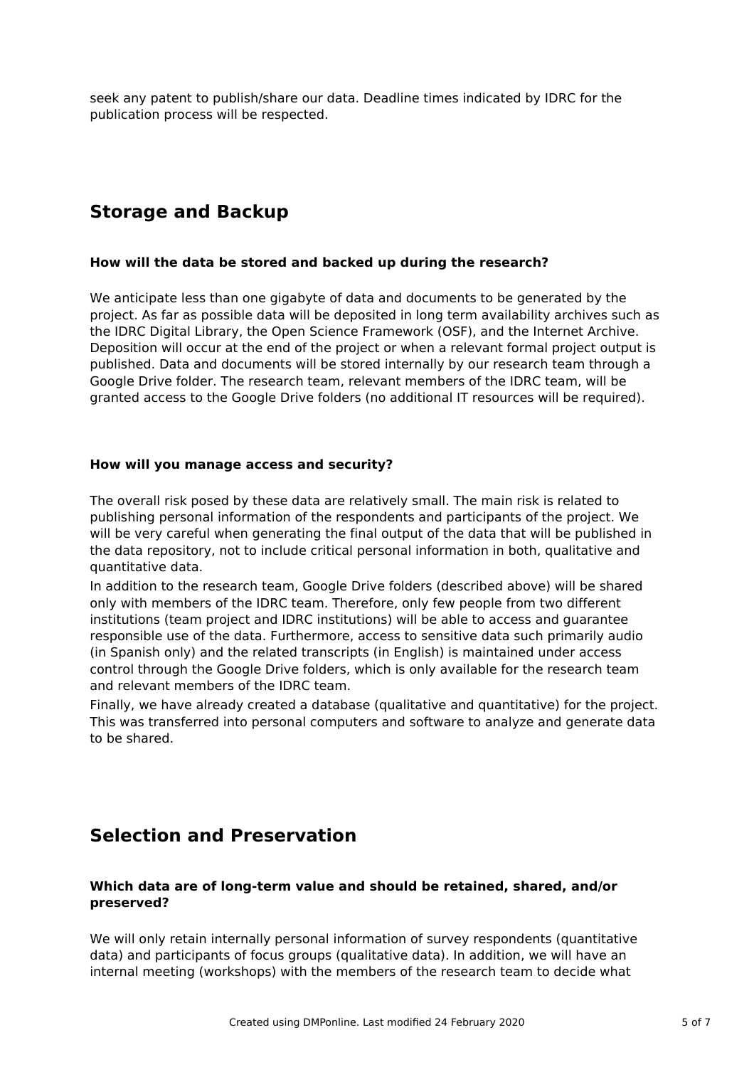seek any patent to publish/share our data. Deadline times indicated by IDRC for the publication process will be respected.

## Storage and Backup

### How will the data be stored and backed up during the research?

We anticipate less than one gigabyte of data and documents to be generated by the project. As far as possible data will be deposited in long term availability archives such as the IDRC Digital Library, the Open Science Framework (OSF), and the Internet Archive. Deposition will occur at the end of the project or when a relevant formal project output is published. Data and documents will be stored internally by our research team through a Google Drive folder. The research team, relevant members of the IDRC team, will be granted access to the Google Drive folders (no additional IT resources will be required).

### How will you manage access and security?

The overall risk posed by these data are relatively small. The main risk is related to publishing personal information of the respondents and participants of the project. We will be very careful when generating the final output of the data that will be published in the data repository, not to include critical personal information in both, qualitative and quantitative data.

In addition to the research team, Google Drive folders (described above) will be shared only with members of the IDRC team. Therefore, only few people from two different institutions (team project and IDRC institutions) will be able to access and guarantee responsible use of the data. Furthermore, access to sensitive data such primarily audio (in Spanish only) and the related transcripts (in English) is maintained under access control through the Google Drive folders, which is only available for the research team and relevant members of the IDRC team.

Finally, we have already created a database (qualitative and quantitative) for the project. This was transferred into personal computers and software to analyze and generate data to be shared.

## Selection and Preservation

### Which data are of long-term value and should be retained, shared, and/or preserved?

We will only retain internally personal information of survey respondents (quantitative data) and participants of focus groups (qualitative data). In addition, we will have an internal meeting (workshops) with the members of the research team to decide what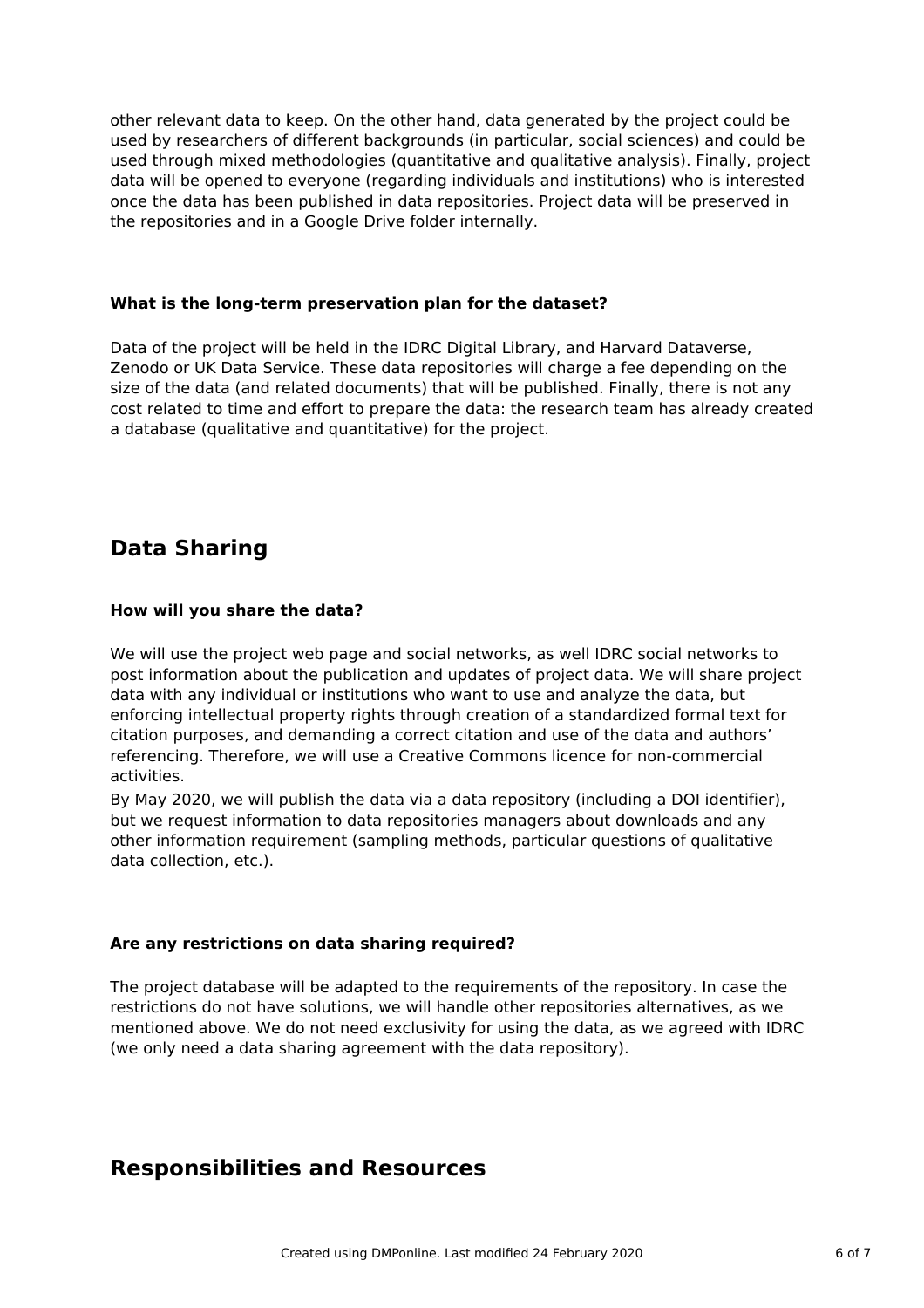other relevant data to keep. On the other hand, data generated by the project could be used by researchers of different backgrounds (in particular, social sciences) and could be used through mixed methodologies (quantitative and qualitative analysis). Finally, project data will be opened to everyone (regarding individuals and institutions) who is interested once the data has been published in data repositories. Project data will be preserved in the repositories and in a Google Drive folder internally.

**What is the long-term preservation plan for the dataset?**

Data of the project will be held in the IDRC Digital Library, and Harvard Dataverse, Zenodo or UK Data Service. These data repositories will charge a fee depending on the size of the data (and related documents) that will be published. Finally, there is not any cost related to time and effort to prepare the data: the research team has already created a database (qualitative and quantitative) for the project.

## Data Sharing

**How will you share the data?**

We will use the project web page and social networks, as well IDRC social networks to post information about the publication and updates of project data. We will share project data with any individual or institutions who want to use and analyze the data, but enforcing intellectual property rights through creation of a standardized formal text for citation purposes, and demanding a correct citation and use of the data and authors' referencing. Therefore, we will use a Creative Commons licence for non-commercial activities.

By May 2020, we will publish the data via a data repository (including a DOI identifier), but we request information to data repositories managers about downloads and any other information requirement (sampling methods, particular questions of qualitative data collection, etc.).

**Are any restrictions on data sharing required?**

The project database will be adapted to the requirements of the repository. In case the restrictions do not have solutions, we will handle other repositories alternatives, as we mentioned above. We do not need exclusivity for using the data, as we agreed with IDRC (we only need a data sharing agreement with the data repository).

## Responsibilities and Resources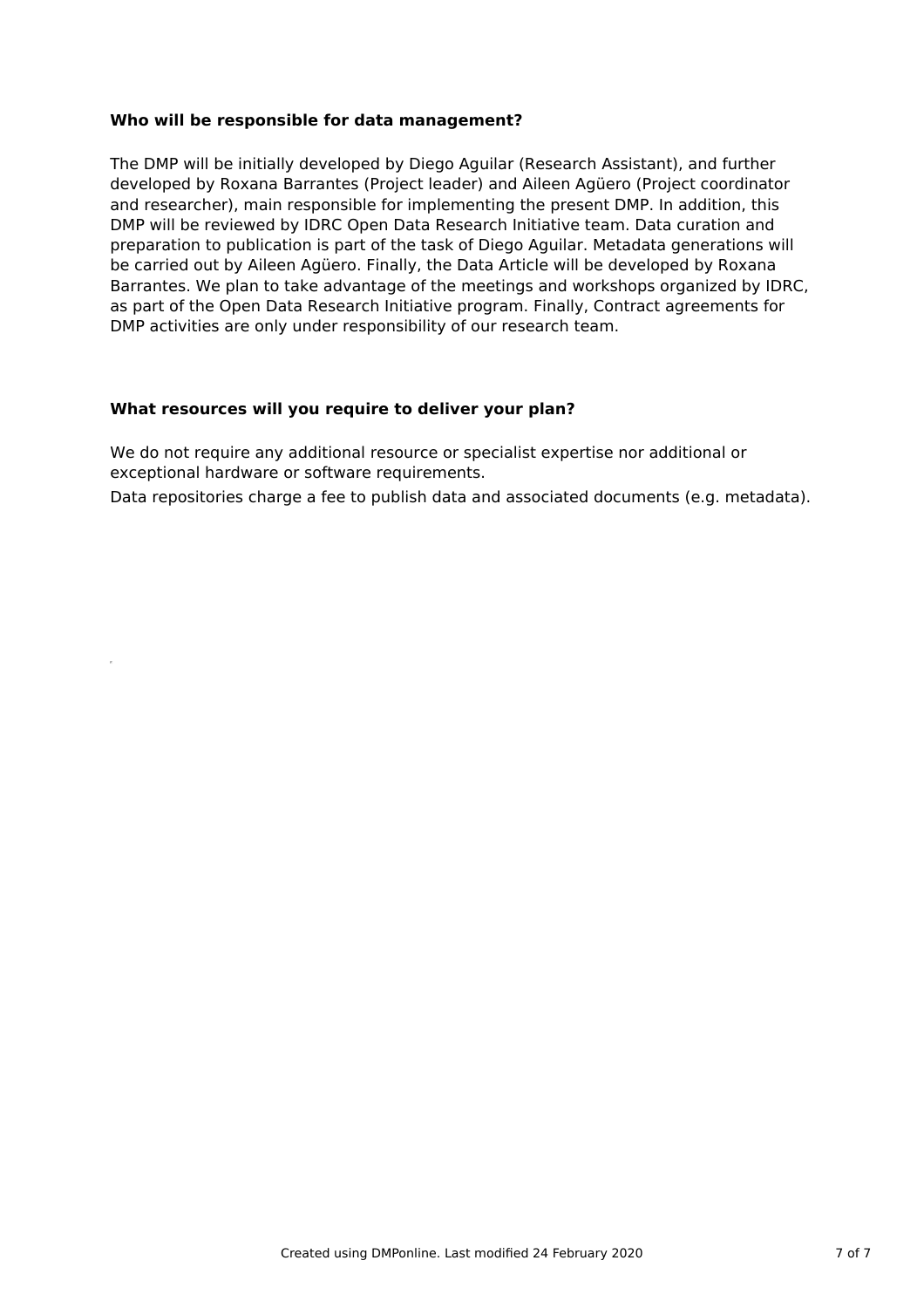### Who will be responsible for data management?

The DMP will be initially developed by Diego Aguilar (Research Assistant), and further developed by Roxana Barrantes (Project leader) and Aileen Agüero (Project coordinator and researcher), main responsible for implementing the present DMP. In addition, this DMP will be reviewed by IDRC Open Data Research Initiative team. Data curation and preparation to publication is part of the task of Diego Aguilar. Metadata generations will be carried out by Aileen Agüero. Finally, the Data Article will be developed by Roxana Barrantes. We plan to take advantage of the meetings and workshops organized by IDRC, as part of the Open Data Research Initiative program. Finally, Contract agreements for DMP activities are only under responsibility of our research team.

### What resources will you require to deliver your plan?

We do not require any additional resource or specialist expertise nor additional or exceptional hardware or software requirements.

Data repositories charge a fee to publish data and associated documents (e.g. metadata).